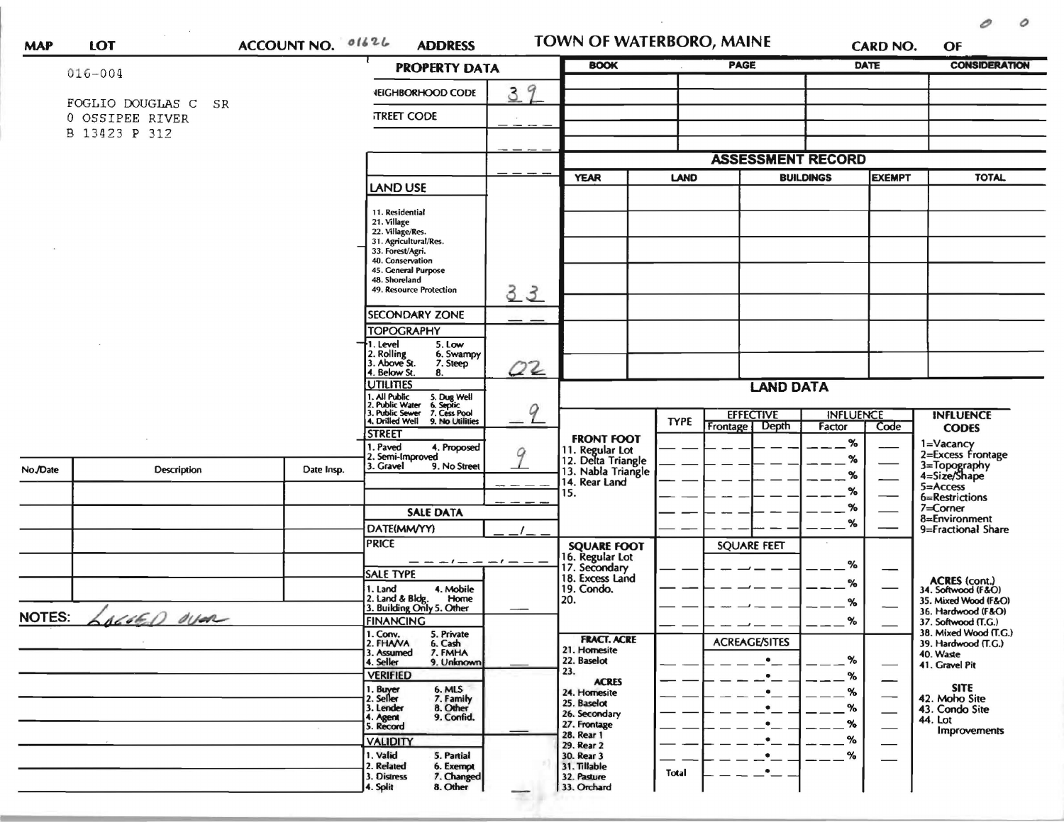**TOWN OF WATERBORO, MAINE**

MAP | LOT | ACCOUNT NO. 01626 | ADDRESS | CARD NO. | OF

016-004

FOGLIO DOUGLAS C SR
0 OSSIPEE RIVER
B 13423 P 312

## PROPERTY DATA

| Field | Value |
|---|---|
| NEIGHBORHOOD CODE | 39 |
| STREET CODE | |
| LAND USE (11. Residential, 21. Village, 22. Village/Res., 31. Agricultural/Res., 33. Forest/Agri., 40. Conservation, 45. General Purpose, 48. Shoreland, 49. Resource Protection) | 33 |
| SECONDARY ZONE | |
| TOPOGRAPHY (1. Level, 2. Rolling, 3. Above St., 4. Below St., 5. Low, 6. Swampy, 7. Steep, 8.) | 02 |
| UTILITIES (1. All Public, 2. Public Water, 3. Public Sewer, 4. Drilled Well, 5. Dug Well, 6. Septic, 7. Cess Pool, 9. No Utilities) | 9 |
| STREET (1. Paved, 2. Semi-Improved, 3. Gravel, 4. Proposed, 9. No Street) | 9 |

## SALE DATA

| Field | Value |
|---|---|
| DATE(MM/YY) | |
| PRICE | |
| SALE TYPE (1. Land, 2. Land & Bldg., 3. Building Only, 4. Mobile Home, 5. Other) | |
| FINANCING (1. Conv., 2. FHA/VA, 3. Assumed, 4. Seller, 5. Private, 6. Cash, 7. FMHA, 9. Unknown) | |
| VERIFIED (1. Buyer, 2. Seller, 3. Lender, 4. Agent, 5. Record, 6. MLS, 7. Family, 8. Other, 9. Confid.) | |
| VALIDITY (1. Valid, 2. Related, 3. Distress, 4. Split, 5. Partial, 6. Exempt, 7. Changed, 8. Other) | |

| BOOK | PAGE | DATE | CONSIDERATION |
|---|---|---|---|
| | | | |

## ASSESSMENT RECORD

| YEAR | LAND | BUILDINGS | EXEMPT | TOTAL |
|---|---|---|---|---|
| | | | | |

## LAND DATA

| | TYPE | EFFECTIVE Frontage | EFFECTIVE Depth | INFLUENCE Factor | INFLUENCE Code |
|---|---|---|---|---|---|
| FRONT FOOT (11. Regular Lot, 12. Delta Triangle, 13. Nabla Triangle, 14. Rear Land, 15.) | | | | % | |
| SQUARE FOOT (16. Regular Lot, 17. Secondary, 18. Excess Land, 19. Condo., 20.) | | SQUARE FEET | | % | |
| FRACT. ACRE (21. Homesite, 22. Baselot, 23.) | | ACREAGE/SITES | | % | |
| ACRES (24. Homesite, 25. Baselot, 26. Secondary, 27. Frontage, 28. Rear 1, 29. Rear 2, 30. Rear 3, 31. Tillable, 32. Pasture, 33. Orchard) | Total | | | % | |

INFLUENCE CODES: 1=Vacancy, 2=Excess Frontage, 3=Topography, 4=Size/Shape, 5=Access, 6=Restrictions, 7=Corner, 8=Environment, 9=Fractional Share

ACRES (cont.): 34. Softwood (F&O), 35. Mixed Wood (F&O), 36. Hardwood (F&O), 37. Softwood (T.G.), 38. Mixed Wood (T.G.), 39. Hardwood (T.G.), 40. Waste, 41. Gravel Pit

SITE: 42. Moho Site, 43. Condo Site, 44. Lot Improvements

| No./Date | Description | Date Insp. |
|---|---|---|
| | | |

NOTES: LOGGED OVER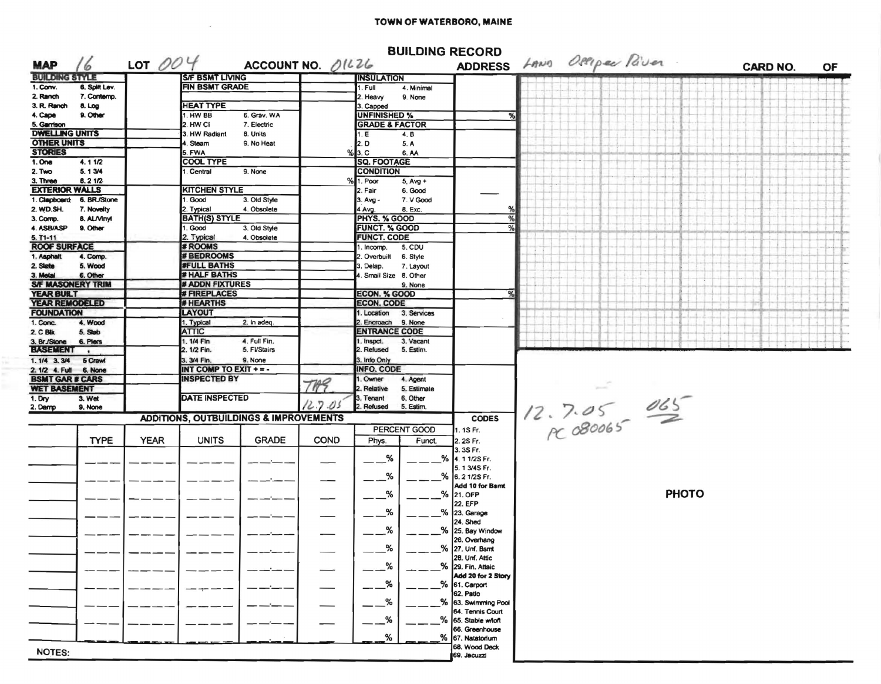TOWN OF WATERBORO, MAINE

# BUILDING RECORD

MAP *16* LOT *004* ACCOUNT NO. *01626* ADDRESS *LAND Ossipee River* CARD NO. OF

| | | | | | |
|---|---|---|---|---|---|
| **BUILDING STYLE** 1. Conv. 6. Split Lev. 2. Ranch 7. Contemp. 3. R. Ranch 8. Log 4. Cape 9. Other 5. Garrison | | **S/F BSMT LIVING** | | **INSULATION** 1. Full 4. Minimal 2. Heavy 9. None 3. Capped | |
| **DWELLING UNITS** | | **FIN BSMT GRADE** | | **UNFINISHED %** | % |
| **OTHER UNITS** | | **HEAT TYPE** 1. HW BB 6. Grav. WA 2. HW CI 7. Electric 3. HW Radiant 8. Units 4. Steam 9. No Heat 5. FWA | % | **GRADE & FACTOR** 1. E 4. B 2. D 5. A 3. C 6. AA | |
| **STORIES** 1. One 4. 1 1/2 2. Two 5. 1 3/4 3. Three 6. 2 1/2 | | **COOL TYPE** 1. Central 9. None | % | **SQ. FOOTAGE** | |
| **EXTERIOR WALLS** 1. Clapboard 6. BR/Stone 2. WD.SH. 7. Novelty 3. Comp. 8. AL/Vinyl 4. ASB/ASP 9. Other 5. T1-11 | | **KITCHEN STYLE** 1. Good 3. Old Style 2. Typical 4. Obsolete | | **CONDITION** 1. Poor 5. Avg + 2. Fair 6. Good 3. Avg - 7. V Good 4 Avg. 8. Exc. | |
| **ROOF SURFACE** 1. Asphalt 4. Comp. 2. Slate 5. Wood 3. Metal 6. Other | | **BATH(S) STYLE** 1. Good 3. Old Style 2. Typical 4. Obsolete | | **PHYS. % GOOD** | % |
| **S/F MASONERY TRIM** | | **# ROOMS** | | **FUNCT. % GOOD** | % |
| **YEAR BUILT** | | **# BEDROOMS** | | **FUNCT. CODE** 1. Incomp. 5. CDU 2. Overbuilt 6. Style 3. Delap. 7. Layout 4. Small Size 8. Other 9. None | |
| **YEAR REMODELED** | | **#FULL BATHS** | | **ECON. % GOOD** | % |
| **FOUNDATION** 1. Conc. 4. Wood 2. C Blk 5. Slab 3. Br./Stone 6. Piers | | **# HALF BATHS** | | **ECON. CODE** 1. Location 3. Services 2. Encroach 9. None | |
| **BASEMENT** 1. 1/4 3. 3/4 5 Crawl 2. 1/2 4. Full 6. None | | **# ADDN FIXTURES** | | **ENTRANCE CODE** 1. Inspct. 3. Vacant 2. Refused 5. Estim. 3. Info Only | |
| **BSMT GAR # CARS** | | **# FIREPLACES** | | **INFO. CODE** 1. Owner 4. Agent 2. Relative 5. Estimate 3. Tenant 6. Other 2. Refused 5. Estim. | |
| **WET BASEMENT** 1. Dry 3. Wet 2. Damp 9. None | | **# HEARTHS** | | | |
| | | **LAYOUT** 1. Typical 2. In adeq. | | | |
| | | **ATTIC** 1. 1/4 Fin 4. Full Fin. 2. 1/2 Fin. 5. Fl/Stairs 3. 3/4 Fin. 9. None | | | |
| | | **INT COMP TO EXIT + = -** | | | |
| | | **INSPECTED BY** | *TAP* | | |
| | | **DATE INSPECTED** | *12.7.05* | | |

*12.7.05 065*
*PC 080065*

## ADDITIONS, OUTBUILDINGS & IMPROVEMENTS

| | TYPE | YEAR | UNITS | GRADE | COND | PERCENT GOOD Phys. | Funct. |
|---|---|---|---|---|---|---|---|
| | | | | | | % | % |
| | | | | | | % | % |
| | | | | | | % | % |
| | | | | | | % | % |
| | | | | | | % | % |
| | | | | | | % | % |
| | | | | | | % | % |
| | | | | | | % | % |
| | | | | | | % | % |
| | | | | | | % | % |
| | | | | | | % | % |

**CODES**
1. 1S Fr.
2. 2S Fr.
3. 3S Fr.
4. 1 1/2S Fr.
5. 1 3/4S Fr.
6. 2 1/2S Fr.
**Add 10 for Bsmt**
21. OFP
22. EFP
23. Garage
24. Shed
25. Bay Window
26. Overhang
27. Unf. Bsmt
28. Unf. Attic
29. Fin. Attaic
**Add 20 for 2 Story**
61. Carport
62. Patio
63. Swimming Pool
64. Tennis Court
65. Stable w/loft
66. Greenhouse
67. Natatorium
68. Wood Deck
69. Jacuzzi

**PHOTO**

NOTES: